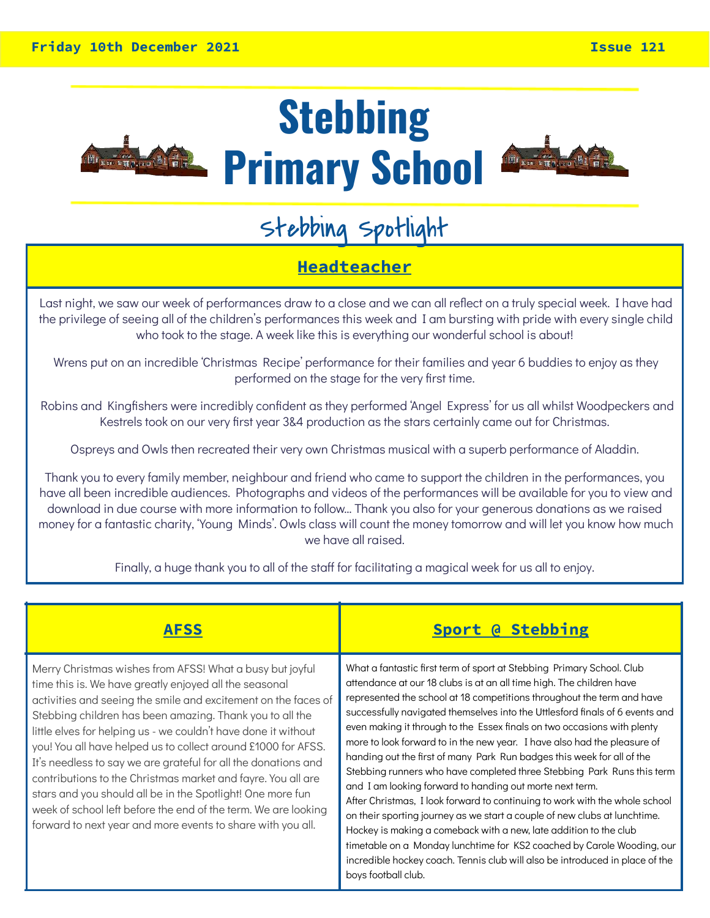Friday 10th December 2021 | Issue 121

# Stebbing Primary School

## Stebbing Spotlight

### Headteacher

Last night, we saw our week of performances draw to a close and we can all reflect on a truly special week. I have had the privilege of seeing all of the children's performances this week and I am bursting with pride with every single child who took to the stage. A week like this is everything our wonderful school is about!

Wrens put on an incredible 'Christmas Recipe' performance for their families and year 6 buddies to enjoy as they performed on the stage for the very first time.

Robins and Kingfishers were incredibly confident as they performed 'Angel Express' for us all whilst Woodpeckers and Kestrels took on our very first year 3&4 production as the stars certainly came out for Christmas.

Ospreys and Owls then recreated their very own Christmas musical with a superb performance of Aladdin.

Thank you to every family member, neighbour and friend who came to support the children in the performances, you have all been incredible audiences. Photographs and videos of the performances will be available for you to view and download in due course with more information to follow… Thank you also for your generous donations as we raised money for a fantastic charity, 'Young Minds'. Owls class will count the money tomorrow and will let you know how much we have all raised.

Finally, a huge thank you to all of the staff for facilitating a magical week for us all to enjoy.

### AFSS

Merry Christmas wishes from AFSS! What a busy but joyful time this is. We have greatly enjoyed all the seasonal activities and seeing the smile and excitement on the faces of Stebbing children has been amazing. Thank you to all the little elves for helping us - we couldn't have done it without you! You all have helped us to collect around £1000 for AFSS. It's needless to say we are grateful for all the donations and contributions to the Christmas market and fayre. You all are stars and you should all be in the Spotlight! One more fun week of school left before the end of the term. We are looking forward to next year and more events to share with you all.

### Sport @ Stebbing

What a fantastic first term of sport at Stebbing Primary School. Club attendance at our 18 clubs is at an all time high. The children have represented the school at 18 competitions throughout the term and have successfully navigated themselves into the Uttlesford finals of 6 events and even making it through to the Essex finals on two occasions with plenty more to look forward to in the new year. I have also had the pleasure of handing out the first of many Park Run badges this week for all of the Stebbing runners who have completed three Stebbing Park Runs this term and I am looking forward to handing out morte next term.

After Christmas, I look forward to continuing to work with the whole school on their sporting journey as we start a couple of new clubs at lunchtime. Hockey is making a comeback with a new, late addition to the club timetable on a Monday lunchtime for KS2 coached by Carole Wooding, our incredible hockey coach. Tennis club will also be introduced in place of the boys football club.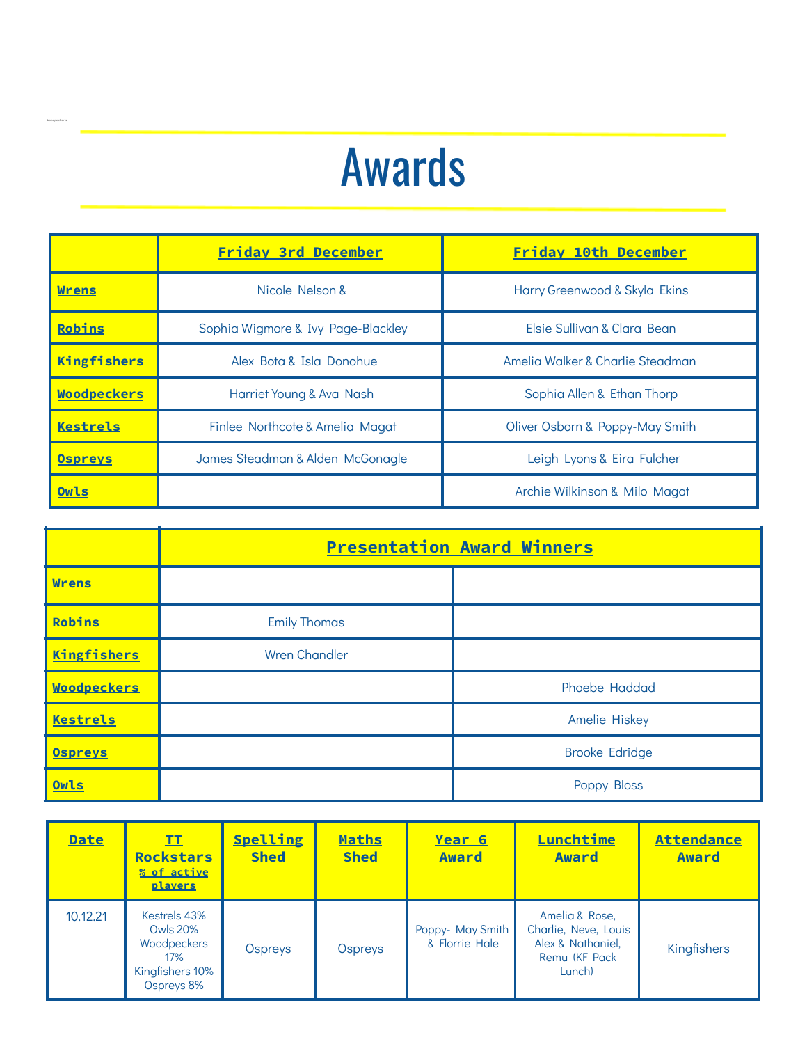# Awards

| | Friday 3rd December | Friday 10th December |
|---|---|---|
| Wrens | Nicole Nelson & | Harry Greenwood & Skyla Ekins |
| Robins | Sophia Wigmore & Ivy Page-Blackley | Elsie Sullivan & Clara Bean |
| Kingfishers | Alex Bota & Isla Donohue | Amelia Walker & Charlie Steadman |
| Woodpeckers | Harriet Young & Ava Nash | Sophia Allen & Ethan Thorp |
| Kestrels | Finlee Northcote & Amelia Magat | Oliver Osborn & Poppy-May Smith |
| Ospreys | James Steadman & Alden McGonagle | Leigh Lyons & Eira Fulcher |
| Owls | | Archie Wilkinson & Milo Magat |

| | Presentation Award Winners | |
|---|---|---|
| Wrens | | |
| Robins | Emily Thomas | |
| Kingfishers | Wren Chandler | |
| Woodpeckers | | Phoebe Haddad |
| Kestrels | | Amelie Hiskey |
| Ospreys | | Brooke Edridge |
| Owls | | Poppy Bloss |

| Date | TT Rockstars % of active players | Spelling Shed | Maths Shed | Year 6 Award | Lunchtime Award | Attendance Award |
|---|---|---|---|---|---|---|
| 10.12.21 | Kestrels 43% Owls 20% Woodpeckers 17% Kingfishers 10% Ospreys 8% | Ospreys | Ospreys | Poppy- May Smith & Florrie Hale | Amelia & Rose, Charlie, Neve, Louis Alex & Nathaniel, Remu (KF Pack Lunch) | Kingfishers |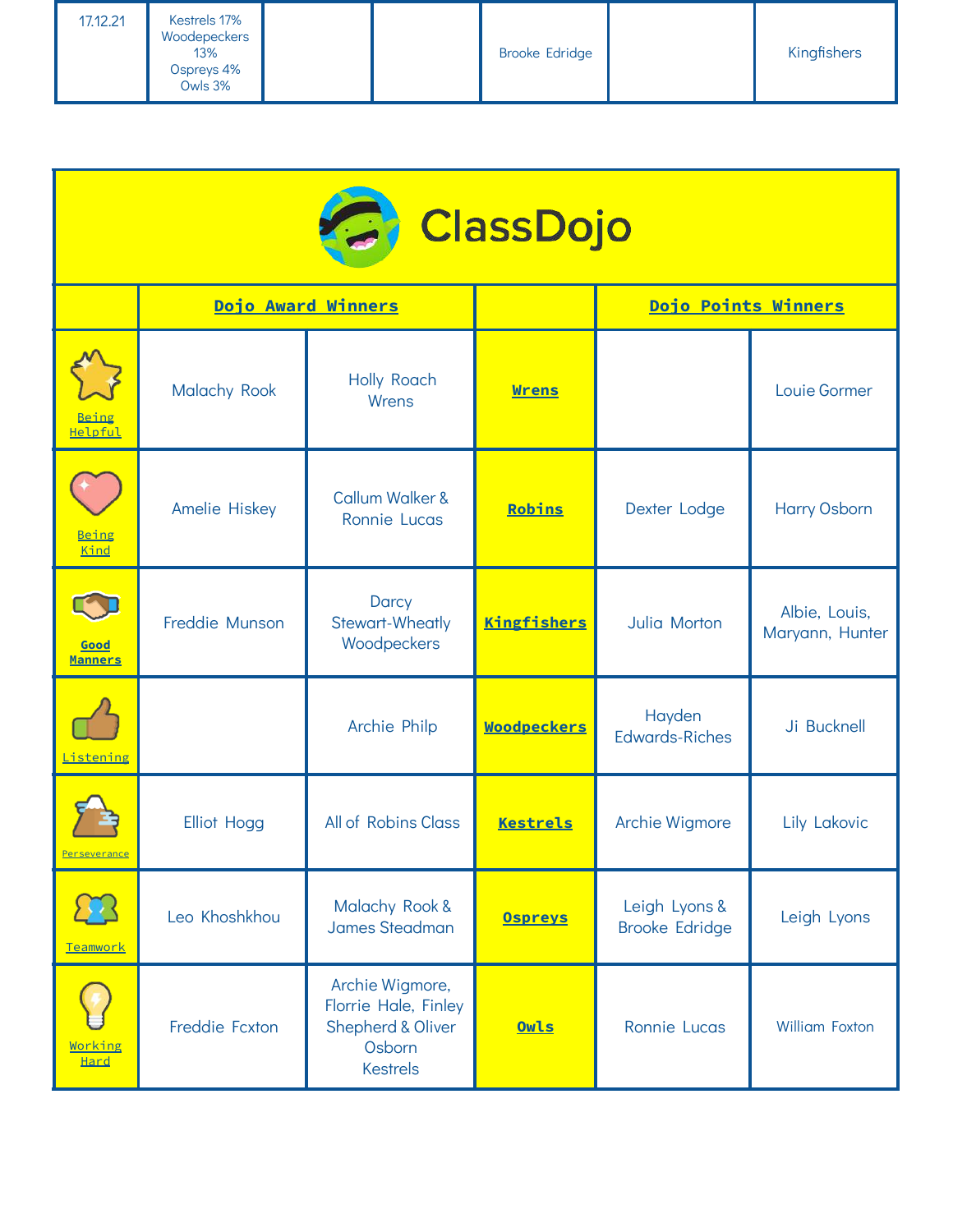| 17.12.21 | Kestrels 17%<br>Woodepeckers 13%<br>Ospreys 4%<br>Owls 3% | | | Brooke Edridge | | Kingfishers |
|---|---|---|---|---|---|---|

| ClassDojo | | | | | |
|---|---|---|---|---|---|
| | **Dojo Award Winners** | | | **Dojo Points Winners** | |
| Being Helpful | Malachy Rook | Holly Roach<br>Wrens | **Wrens** | | Louie Gormer |
| Being Kind | Amelie Hiskey | Callum Walker & Ronnie Lucas | **Robins** | Dexter Lodge | Harry Osborn |
| **Good Manners** | Freddie Munson | Darcy Stewart-Wheatly<br>Woodpeckers | **Kingfishers** | Julia Morton | Albie, Louis, Maryann, Hunter |
| Listening | | Archie Philp | **Woodpeckers** | Hayden Edwards-Riches | Ji Bucknell |
| Perseverance | Elliot Hogg | All of Robins Class | **Kestrels** | Archie Wigmore | Lily Lakovic |
| Teamwork | Leo Khoshkhou | Malachy Rook & James Steadman | **Ospreys** | Leigh Lyons & Brooke Edridge | Leigh Lyons |
| Working Hard | Freddie Fcxton | Archie Wigmore, Florrie Hale, Finley Shepherd & Oliver Osborn<br>Kestrels | **Owls** | Ronnie Lucas | William Foxton |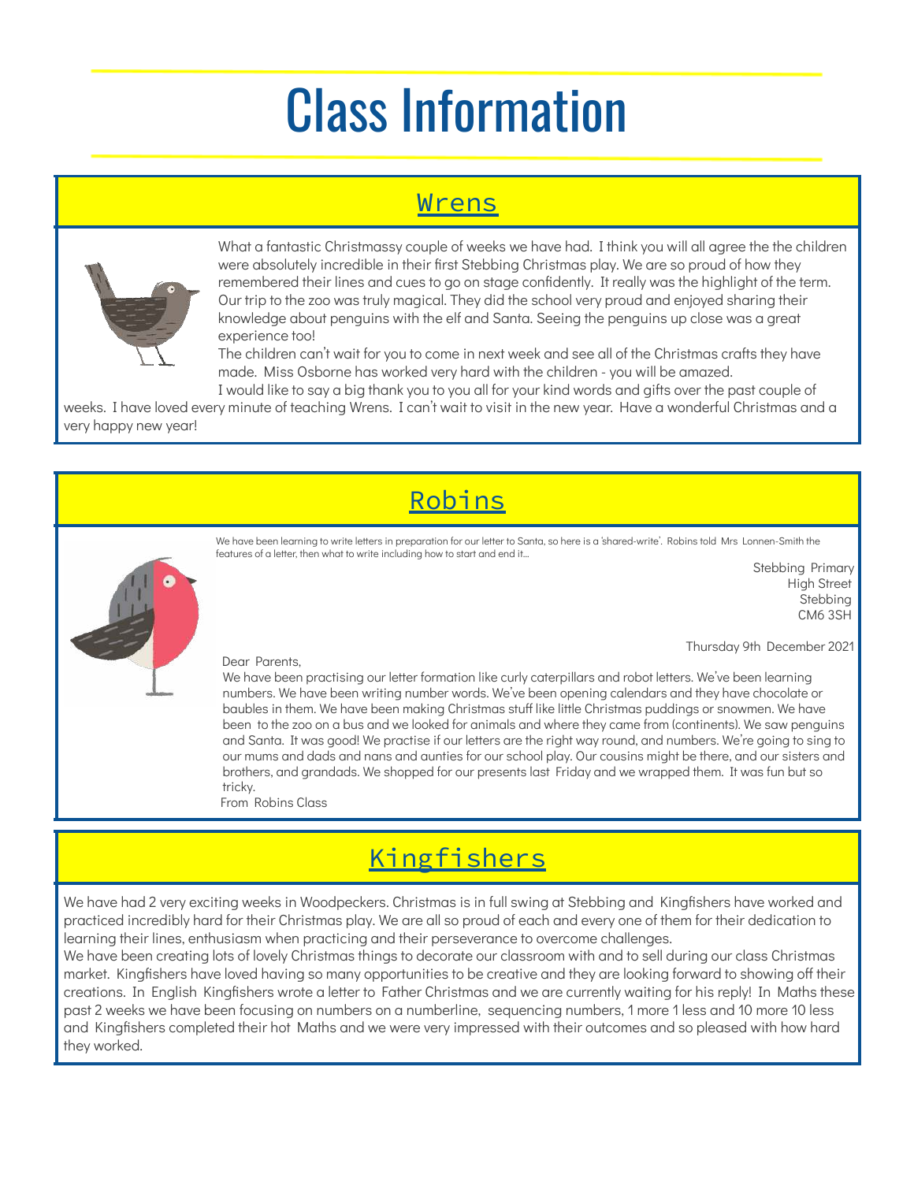# Class Information

## Wrens

What a fantastic Christmassy couple of weeks we have had. I think you will all agree the the children were absolutely incredible in their first Stebbing Christmas play. We are so proud of how they remembered their lines and cues to go on stage confidently. It really was the highlight of the term. Our trip to the zoo was truly magical. They did the school very proud and enjoyed sharing their knowledge about penguins with the elf and Santa. Seeing the penguins up close was a great experience too!

The children can't wait for you to come in next week and see all of the Christmas crafts they have made. Miss Osborne has worked very hard with the children - you will be amazed.

I would like to say a big thank you to you all for your kind words and gifts over the past couple of weeks. I have loved every minute of teaching Wrens. I can't wait to visit in the new year. Have a wonderful Christmas and a very happy new year!

## Robins

We have been learning to write letters in preparation for our letter to Santa, so here is a 'shared-write'. Robins told Mrs Lonnen-Smith the features of a letter, then what to write including how to start and end it...

Stebbing Primary
High Street
Stebbing
CM6 3SH

Thursday 9th December 2021

Dear Parents,

We have been practising our letter formation like curly caterpillars and robot letters. We've been learning numbers. We have been writing number words. We've been opening calendars and they have chocolate or baubles in them. We have been making Christmas stuff like little Christmas puddings or snowmen. We have been to the zoo on a bus and we looked for animals and where they came from (continents). We saw penguins and Santa. It was good! We practise if our letters are the right way round, and numbers. We're going to sing to our mums and dads and nans and aunties for our school play. Our cousins might be there, and our sisters and brothers, and grandads. We shopped for our presents last Friday and we wrapped them. It was fun but so tricky.

From Robins Class

## Kingfishers

We have had 2 very exciting weeks in Woodpeckers. Christmas is in full swing at Stebbing and Kingfishers have worked and practiced incredibly hard for their Christmas play. We are all so proud of each and every one of them for their dedication to learning their lines, enthusiasm when practicing and their perseverance to overcome challenges.

We have been creating lots of lovely Christmas things to decorate our classroom with and to sell during our class Christmas market. Kingfishers have loved having so many opportunities to be creative and they are looking forward to showing off their creations. In English Kingfishers wrote a letter to Father Christmas and we are currently waiting for his reply! In Maths these past 2 weeks we have been focusing on numbers on a numberline, sequencing numbers, 1 more 1 less and 10 more 10 less and Kingfishers completed their hot Maths and we were very impressed with their outcomes and so pleased with how hard they worked.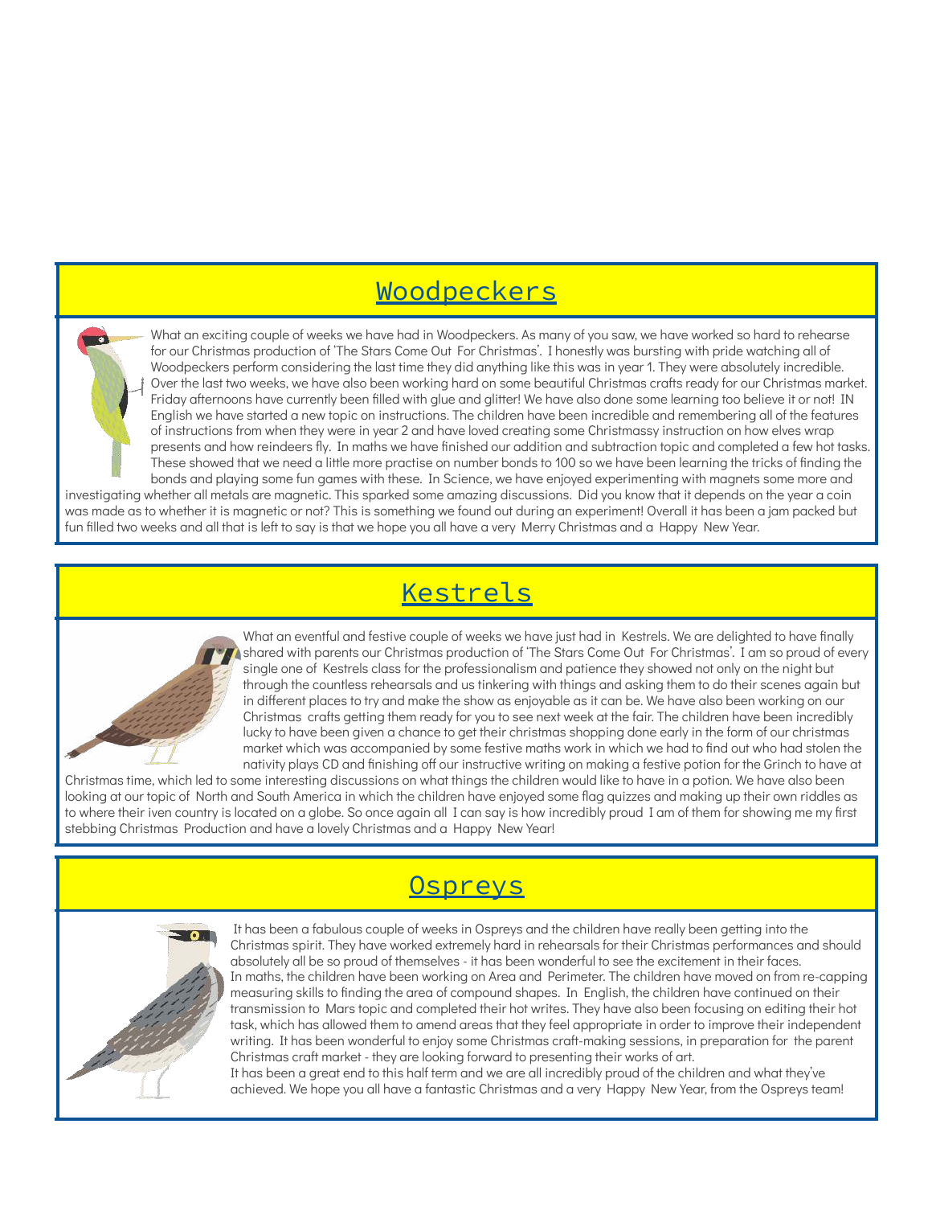## Woodpeckers

What an exciting couple of weeks we have had in Woodpeckers. As many of you saw, we have worked so hard to rehearse for our Christmas production of 'The Stars Come Out For Christmas'. I honestly was bursting with pride watching all of Woodpeckers perform considering the last time they did anything like this was in year 1. They were absolutely incredible. Over the last two weeks, we have also been working hard on some beautiful Christmas crafts ready for our Christmas market. Friday afternoons have currently been filled with glue and glitter! We have also done some learning too believe it or not! IN English we have started a new topic on instructions. The children have been incredible and remembering all of the features of instructions from when they were in year 2 and have loved creating some Christmassy instruction on how elves wrap presents and how reindeers fly. In maths we have finished our addition and subtraction topic and completed a few hot tasks. These showed that we need a little more practise on number bonds to 100 so we have been learning the tricks of finding the bonds and playing some fun games with these. In Science, we have enjoyed experimenting with magnets some more and investigating whether all metals are magnetic. This sparked some amazing discussions. Did you know that it depends on the year a coin was made as to whether it is magnetic or not? This is something we found out during an experiment! Overall it has been a jam packed but fun filled two weeks and all that is left to say is that we hope you all have a very Merry Christmas and a Happy New Year.

## Kestrels

What an eventful and festive couple of weeks we have just had in Kestrels. We are delighted to have finally shared with parents our Christmas production of 'The Stars Come Out For Christmas'. I am so proud of every single one of Kestrels class for the professionalism and patience they showed not only on the night but through the countless rehearsals and us tinkering with things and asking them to do their scenes again but in different places to try and make the show as enjoyable as it can be. We have also been working on our Christmas crafts getting them ready for you to see next week at the fair. The children have been incredibly lucky to have been given a chance to get their christmas shopping done early in the form of our christmas market which was accompanied by some festive maths work in which we had to find out who had stolen the nativity plays CD and finishing off our instructive writing on making a festive potion for the Grinch to have at Christmas time, which led to some interesting discussions on what things the children would like to have in a potion. We have also been looking at our topic of North and South America in which the children have enjoyed some flag quizzes and making up their own riddles as to where their iven country is located on a globe. So once again all I can say is how incredibly proud I am of them for showing me my first stebbing Christmas Production and have a lovely Christmas and a Happy New Year!

## Ospreys

It has been a fabulous couple of weeks in Ospreys and the children have really been getting into the Christmas spirit. They have worked extremely hard in rehearsals for their Christmas performances and should absolutely all be so proud of themselves - it has been wonderful to see the excitement in their faces.
In maths, the children have been working on Area and Perimeter. The children have moved on from re-capping measuring skills to finding the area of compound shapes. In English, the children have continued on their transmission to Mars topic and completed their hot writes. They have also been focusing on editing their hot task, which has allowed them to amend areas that they feel appropriate in order to improve their independent writing. It has been wonderful to enjoy some Christmas craft-making sessions, in preparation for the parent Christmas craft market - they are looking forward to presenting their works of art.
It has been a great end to this half term and we are all incredibly proud of the children and what they've achieved. We hope you all have a fantastic Christmas and a very Happy New Year, from the Ospreys team!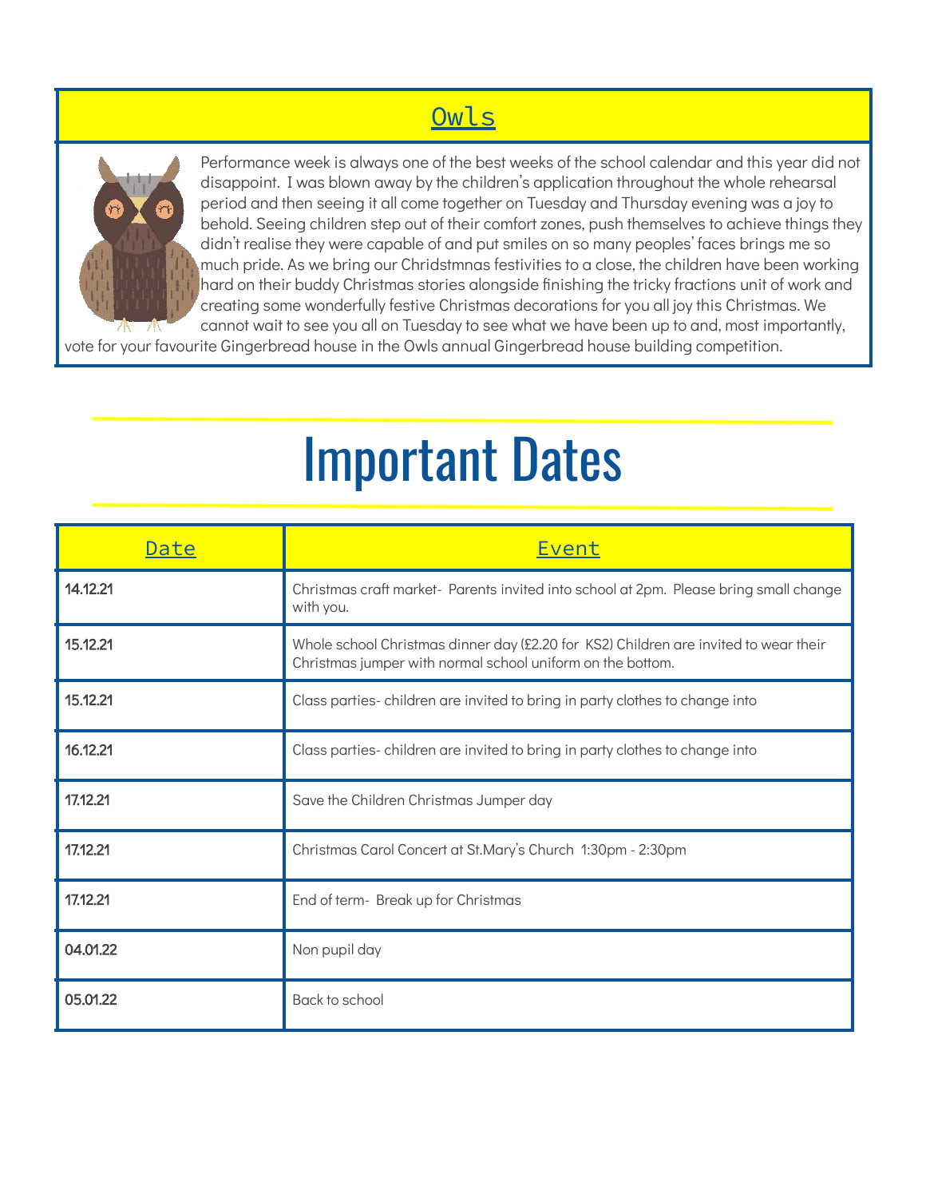## Owls

Performance week is always one of the best weeks of the school calendar and this year did not disappoint. I was blown away by the children's application throughout the whole rehearsal period and then seeing it all come together on Tuesday and Thursday evening was a joy to behold. Seeing children step out of their comfort zones, push themselves to achieve things they didn't realise they were capable of and put smiles on so many peoples' faces brings me so much pride. As we bring our Chridstmnas festivities to a close, the children have been working hard on their buddy Christmas stories alongside finishing the tricky fractions unit of work and creating some wonderfully festive Christmas decorations for you all joy this Christmas. We cannot wait to see you all on Tuesday to see what we have been up to and, most importantly, vote for your favourite Gingerbread house in the Owls annual Gingerbread house building competition.

# Important Dates

| Date | Event |
| --- | --- |
| **14.12.21** | Christmas craft market- Parents invited into school at 2pm. Please bring small change with you. |
| **15.12.21** | Whole school Christmas dinner day (£2.20 for KS2) Children are invited to wear their Christmas jumper with normal school uniform on the bottom. |
| **15.12.21** | Class parties- children are invited to bring in party clothes to change into |
| **16.12.21** | Class parties- children are invited to bring in party clothes to change into |
| **17.12.21** | Save the Children Christmas Jumper day |
| **17.12.21** | Christmas Carol Concert at St.Mary's Church 1:30pm - 2:30pm |
| **17.12.21** | End of term- Break up for Christmas |
| **04.01.22** | Non pupil day |
| **05.01.22** | Back to school |